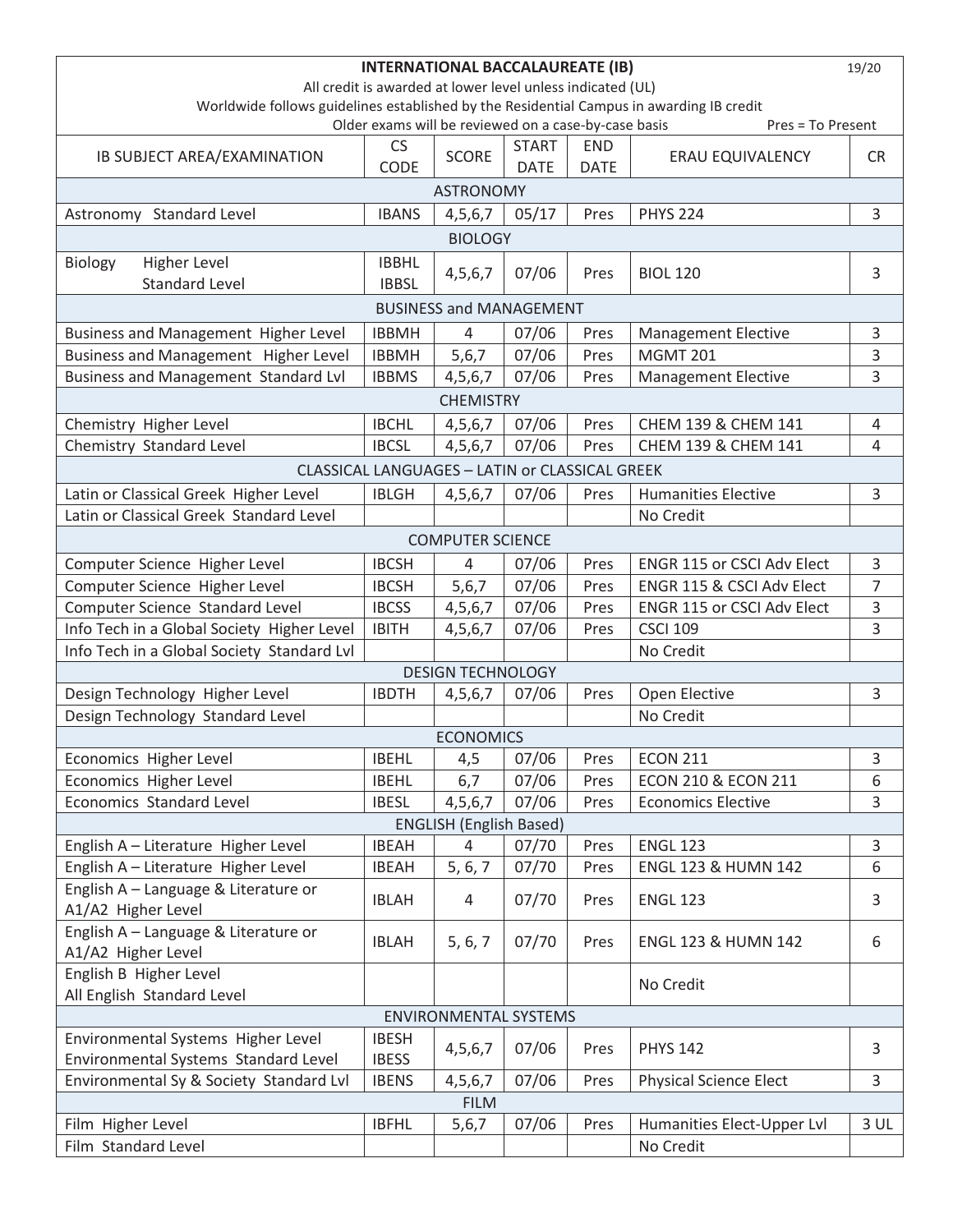# INTERNATIONAL BACCALAUREATE (IB)

19/20

All credit is awarded at lower level unless indicated (UL)

Worldwide follows guidelines established by the Residential Campus in awarding IB credit

Older exams will be reviewed on a case-by-case basis

Pres = To Present

| IB SUBJECT AREA/EXAMINATION | CS CODE | SCORE | START DATE | END DATE | ERAU EQUIVALENCY | CR |
|---|---|---|---|---|---|---|
| **ASTRONOMY** | | | | | | |
| Astronomy Standard Level | IBANS | 4,5,6,7 | 05/17 | Pres | PHYS 224 | 3 |
| **BIOLOGY** | | | | | | |
| Biology Higher Level<br>Standard Level | IBBHL<br>IBBSL | 4,5,6,7 | 07/06 | Pres | BIOL 120 | 3 |
| **BUSINESS and MANAGEMENT** | | | | | | |
| Business and Management Higher Level | IBBMH | 4 | 07/06 | Pres | Management Elective | 3 |
| Business and Management Higher Level | IBBMH | 5,6,7 | 07/06 | Pres | MGMT 201 | 3 |
| Business and Management Standard Lvl | IBBMS | 4,5,6,7 | 07/06 | Pres | Management Elective | 3 |
| **CHEMISTRY** | | | | | | |
| Chemistry Higher Level | IBCHL | 4,5,6,7 | 07/06 | Pres | CHEM 139 & CHEM 141 | 4 |
| Chemistry Standard Level | IBCSL | 4,5,6,7 | 07/06 | Pres | CHEM 139 & CHEM 141 | 4 |
| **CLASSICAL LANGUAGES – LATIN or CLASSICAL GREEK** | | | | | | |
| Latin or Classical Greek Higher Level | IBLGH | 4,5,6,7 | 07/06 | Pres | Humanities Elective | 3 |
| Latin or Classical Greek Standard Level | | | | | No Credit | |
| **COMPUTER SCIENCE** | | | | | | |
| Computer Science Higher Level | IBCSH | 4 | 07/06 | Pres | ENGR 115 or CSCI Adv Elect | 3 |
| Computer Science Higher Level | IBCSH | 5,6,7 | 07/06 | Pres | ENGR 115 & CSCI Adv Elect | 7 |
| Computer Science Standard Level | IBCSS | 4,5,6,7 | 07/06 | Pres | ENGR 115 or CSCI Adv Elect | 3 |
| Info Tech in a Global Society Higher Level | IBITH | 4,5,6,7 | 07/06 | Pres | CSCI 109 | 3 |
| Info Tech in a Global Society Standard Lvl | | | | | No Credit | |
| **DESIGN TECHNOLOGY** | | | | | | |
| Design Technology Higher Level | IBDTH | 4,5,6,7 | 07/06 | Pres | Open Elective | 3 |
| Design Technology Standard Level | | | | | No Credit | |
| **ECONOMICS** | | | | | | |
| Economics Higher Level | IBEHL | 4,5 | 07/06 | Pres | ECON 211 | 3 |
| Economics Higher Level | IBEHL | 6,7 | 07/06 | Pres | ECON 210 & ECON 211 | 6 |
| Economics Standard Level | IBESL | 4,5,6,7 | 07/06 | Pres | Economics Elective | 3 |
| **ENGLISH (English Based)** | | | | | | |
| English A – Literature Higher Level | IBEAH | 4 | 07/70 | Pres | ENGL 123 | 3 |
| English A – Literature Higher Level | IBEAH | 5, 6, 7 | 07/70 | Pres | ENGL 123 & HUMN 142 | 6 |
| English A – Language & Literature or A1/A2 Higher Level | IBLAH | 4 | 07/70 | Pres | ENGL 123 | 3 |
| English A – Language & Literature or A1/A2 Higher Level | IBLAH | 5, 6, 7 | 07/70 | Pres | ENGL 123 & HUMN 142 | 6 |
| English B Higher Level<br>All English Standard Level | | | | | No Credit | |
| **ENVIRONMENTAL SYSTEMS** | | | | | | |
| Environmental Systems Higher Level<br>Environmental Systems Standard Level | IBESH<br>IBESS | 4,5,6,7 | 07/06 | Pres | PHYS 142 | 3 |
| Environmental Sy & Society Standard Lvl | IBENS | 4,5,6,7 | 07/06 | Pres | Physical Science Elect | 3 |
| **FILM** | | | | | | |
| Film Higher Level | IBFHL | 5,6,7 | 07/06 | Pres | Humanities Elect-Upper Lvl | 3 UL |
| Film Standard Level | | | | | No Credit | |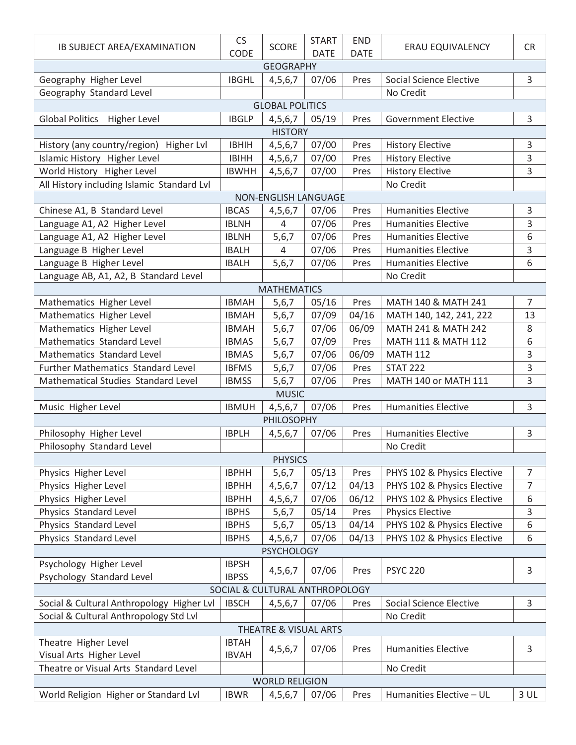| IB SUBJECT AREA/EXAMINATION | CS CODE | SCORE | START DATE | END DATE | ERAU EQUIVALENCY | CR |
|---|---|---|---|---|---|---|
| GEOGRAPHY | | | | | | |
| Geography Higher Level | IBGHL | 4,5,6,7 | 07/06 | Pres | Social Science Elective | 3 |
| Geography Standard Level | | | | | No Credit | |
| GLOBAL POLITICS | | | | | | |
| Global Politics Higher Level | IBGLP | 4,5,6,7 | 05/19 | Pres | Government Elective | 3 |
| HISTORY | | | | | | |
| History (any country/region) Higher Lvl | IBHIH | 4,5,6,7 | 07/00 | Pres | History Elective | 3 |
| Islamic History Higher Level | IBIHH | 4,5,6,7 | 07/00 | Pres | History Elective | 3 |
| World History Higher Level | IBWHH | 4,5,6,7 | 07/00 | Pres | History Elective | 3 |
| All History including Islamic Standard Lvl | | | | | No Credit | |
| NON-ENGLISH LANGUAGE | | | | | | |
| Chinese A1, B Standard Level | IBCAS | 4,5,6,7 | 07/06 | Pres | Humanities Elective | 3 |
| Language A1, A2 Higher Level | IBLNH | 4 | 07/06 | Pres | Humanities Elective | 3 |
| Language A1, A2 Higher Level | IBLNH | 5,6,7 | 07/06 | Pres | Humanities Elective | 6 |
| Language B Higher Level | IBALH | 4 | 07/06 | Pres | Humanities Elective | 3 |
| Language B Higher Level | IBALH | 5,6,7 | 07/06 | Pres | Humanities Elective | 6 |
| Language AB, A1, A2, B Standard Level | | | | | No Credit | |
| MATHEMATICS | | | | | | |
| Mathematics Higher Level | IBMAH | 5,6,7 | 05/16 | Pres | MATH 140 & MATH 241 | 7 |
| Mathematics Higher Level | IBMAH | 5,6,7 | 07/09 | 04/16 | MATH 140, 142, 241, 222 | 13 |
| Mathematics Higher Level | IBMAH | 5,6,7 | 07/06 | 06/09 | MATH 241 & MATH 242 | 8 |
| Mathematics Standard Level | IBMAS | 5,6,7 | 07/09 | Pres | MATH 111 & MATH 112 | 6 |
| Mathematics Standard Level | IBMAS | 5,6,7 | 07/06 | 06/09 | MATH 112 | 3 |
| Further Mathematics Standard Level | IBFMS | 5,6,7 | 07/06 | Pres | STAT 222 | 3 |
| Mathematical Studies Standard Level | IBMSS | 5,6,7 | 07/06 | Pres | MATH 140 or MATH 111 | 3 |
| MUSIC | | | | | | |
| Music Higher Level | IBMUH | 4,5,6,7 | 07/06 | Pres | Humanities Elective | 3 |
| PHILOSOPHY | | | | | | |
| Philosophy Higher Level | IBPLH | 4,5,6,7 | 07/06 | Pres | Humanities Elective | 3 |
| Philosophy Standard Level | | | | | No Credit | |
| PHYSICS | | | | | | |
| Physics Higher Level | IBPHH | 5,6,7 | 05/13 | Pres | PHYS 102 & Physics Elective | 7 |
| Physics Higher Level | IBPHH | 4,5,6,7 | 07/12 | 04/13 | PHYS 102 & Physics Elective | 7 |
| Physics Higher Level | IBPHH | 4,5,6,7 | 07/06 | 06/12 | PHYS 102 & Physics Elective | 6 |
| Physics Standard Level | IBPHS | 5,6,7 | 05/14 | Pres | Physics Elective | 3 |
| Physics Standard Level | IBPHS | 5,6,7 | 05/13 | 04/14 | PHYS 102 & Physics Elective | 6 |
| Physics Standard Level | IBPHS | 4,5,6,7 | 07/06 | 04/13 | PHYS 102 & Physics Elective | 6 |
| PSYCHOLOGY | | | | | | |
| Psychology Higher Level<br>Psychology Standard Level | IBPSH<br>IBPSS | 4,5,6,7 | 07/06 | Pres | PSYC 220 | 3 |
| SOCIAL & CULTURAL ANTHROPOLOGY | | | | | | |
| Social & Cultural Anthropology Higher Lvl | IBSCH | 4,5,6,7 | 07/06 | Pres | Social Science Elective | 3 |
| Social & Cultural Anthropology Std Lvl | | | | | No Credit | |
| THEATRE & VISUAL ARTS | | | | | | |
| Theatre Higher Level<br>Visual Arts Higher Level | IBTAH<br>IBVAH | 4,5,6,7 | 07/06 | Pres | Humanities Elective | 3 |
| Theatre or Visual Arts Standard Level | | | | | No Credit | |
| WORLD RELIGION | | | | | | |
| World Religion Higher or Standard Lvl | IBWR | 4,5,6,7 | 07/06 | Pres | Humanities Elective – UL | 3 UL |